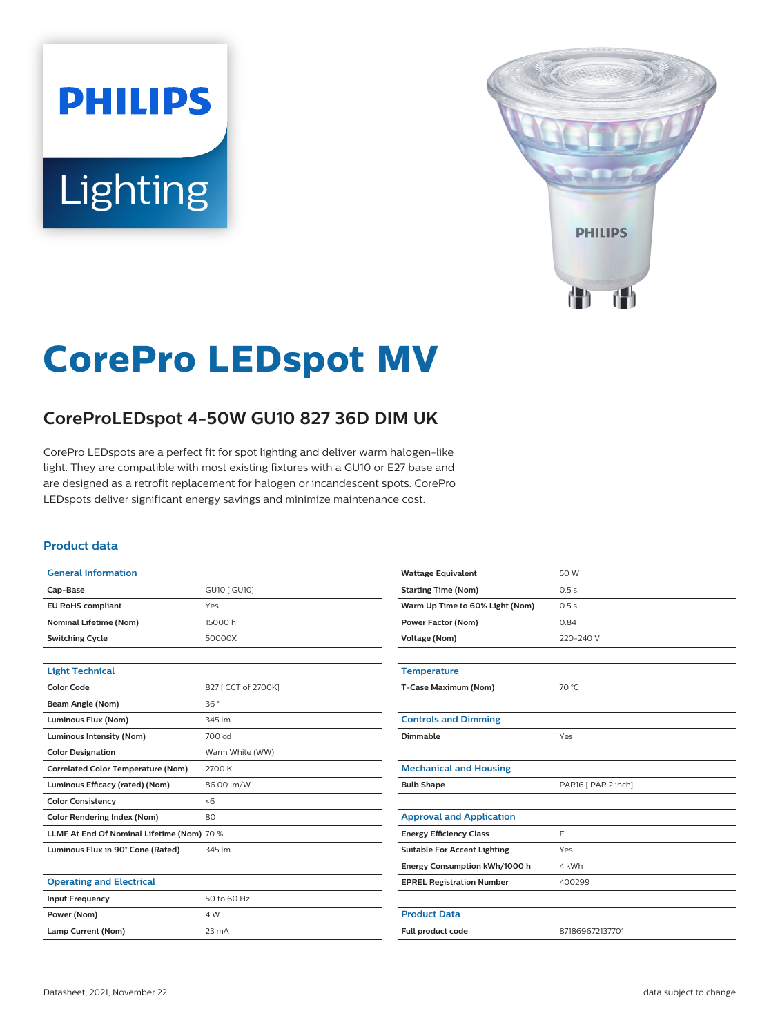PHILIPS

Lighting

# CorePro LEDspot MV

## CoreProLEDspot 4-50W GU10 827 36D DIM UK

CorePro LEDspots are a perfect fit for spot lighting and deliver warm halogen-like light. They are compatible with most existing fixtures with a GU10 or E27 base and are designed as a retrofit replacement for halogen or incandescent spots. CorePro LEDspots deliver significant energy savings and minimize maintenance cost.

### Product data

| General Information | |
|---|---|
| Cap-Base | GU10 [ GU10] |
| EU RoHS compliant | Yes |
| Nominal Lifetime (Nom) | 15000 h |
| Switching Cycle | 50000X |

| Light Technical | |
|---|---|
| Color Code | 827 [ CCT of 2700K] |
| Beam Angle (Nom) | 36 ° |
| Luminous Flux (Nom) | 345 lm |
| Luminous Intensity (Nom) | 700 cd |
| Color Designation | Warm White (WW) |
| Correlated Color Temperature (Nom) | 2700 K |
| Luminous Efficacy (rated) (Nom) | 86.00 lm/W |
| Color Consistency | <6 |
| Color Rendering Index (Nom) | 80 |
| LLMF At End Of Nominal Lifetime (Nom) | 70 % |
| Luminous Flux in 90° Cone (Rated) | 345 lm |

| Operating and Electrical | |
|---|---|
| Input Frequency | 50 to 60 Hz |
| Power (Nom) | 4 W |
| Lamp Current (Nom) | 23 mA |
| Wattage Equivalent | 50 W |
| Starting Time (Nom) | 0.5 s |
| Warm Up Time to 60% Light (Nom) | 0.5 s |
| Power Factor (Nom) | 0.84 |
| Voltage (Nom) | 220-240 V |

| Temperature | |
|---|---|
| T-Case Maximum (Nom) | 70 °C |

| Controls and Dimming | |
|---|---|
| Dimmable | Yes |

| Mechanical and Housing | |
|---|---|
| Bulb Shape | PAR16 [ PAR 2 inch] |

| Approval and Application | |
|---|---|
| Energy Efficiency Class | F |
| Suitable For Accent Lighting | Yes |
| Energy Consumption kWh/1000 h | 4 kWh |
| EPREL Registration Number | 400299 |

| Product Data | |
|---|---|
| Full product code | 871869672137701 |

Datasheet, 2021, November 22

data subject to change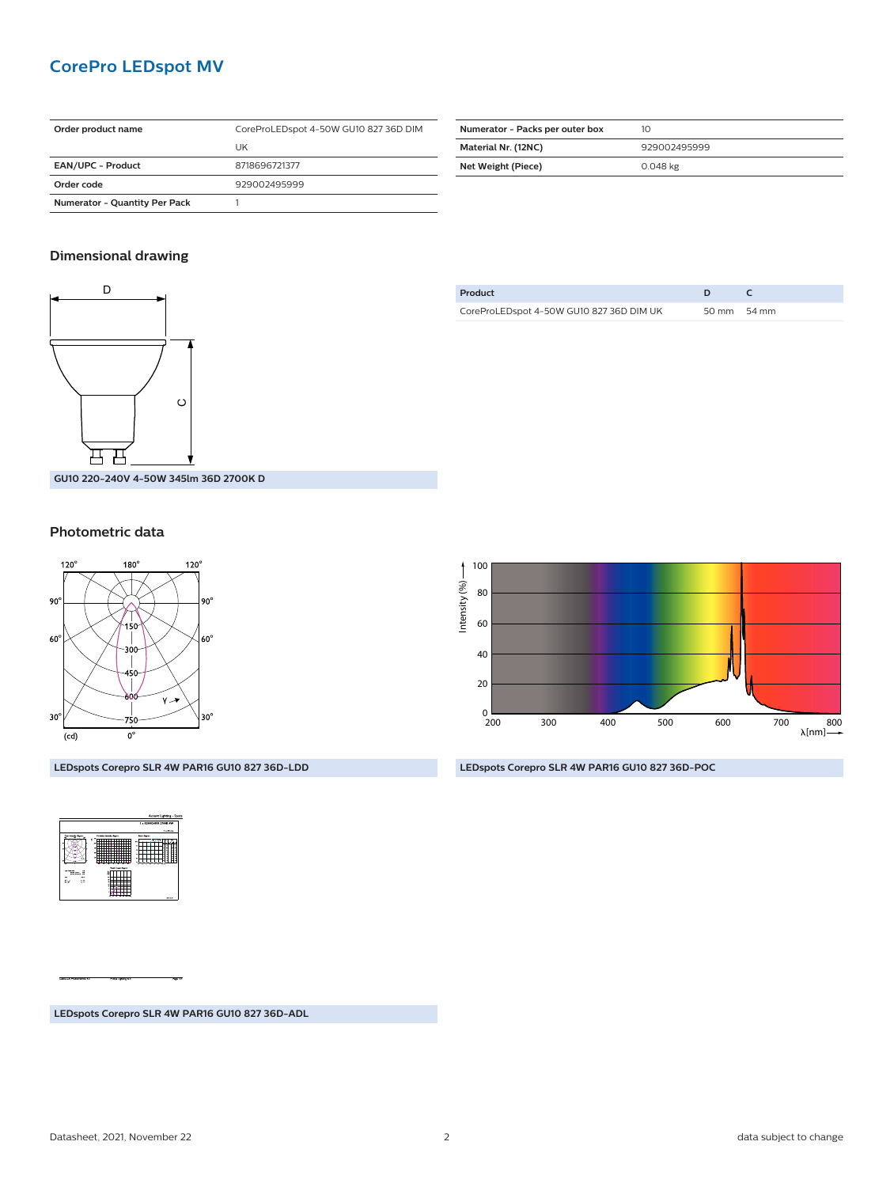# CorePro LEDspot MV

| Order product name | CoreProLEDspot 4-50W GU10 827 36D DIM UK |
|---|---|
| EAN/UPC - Product | 8718696721377 |
| Order code | 929002495999 |
| Numerator - Quantity Per Pack | 1 |

| Numerator - Packs per outer box | 10 |
|---|---|
| Material Nr. (12NC) | 929002495999 |
| Net Weight (Piece) | 0.048 kg |

## Dimensional drawing

GU10 220-240V 4-50W 345lm 36D 2700K D

| Product | D | C |
|---|---|---|
| CoreProLEDspot 4-50W GU10 827 36D DIM UK | 50 mm | 54 mm |

## Photometric data

LEDspots Corepro SLR 4W PAR16 GU10 827 36D-LDD

LEDspots Corepro SLR 4W PAR16 GU10 827 36D-POC

LEDspots Corepro SLR 4W PAR16 GU10 827 36D-ADL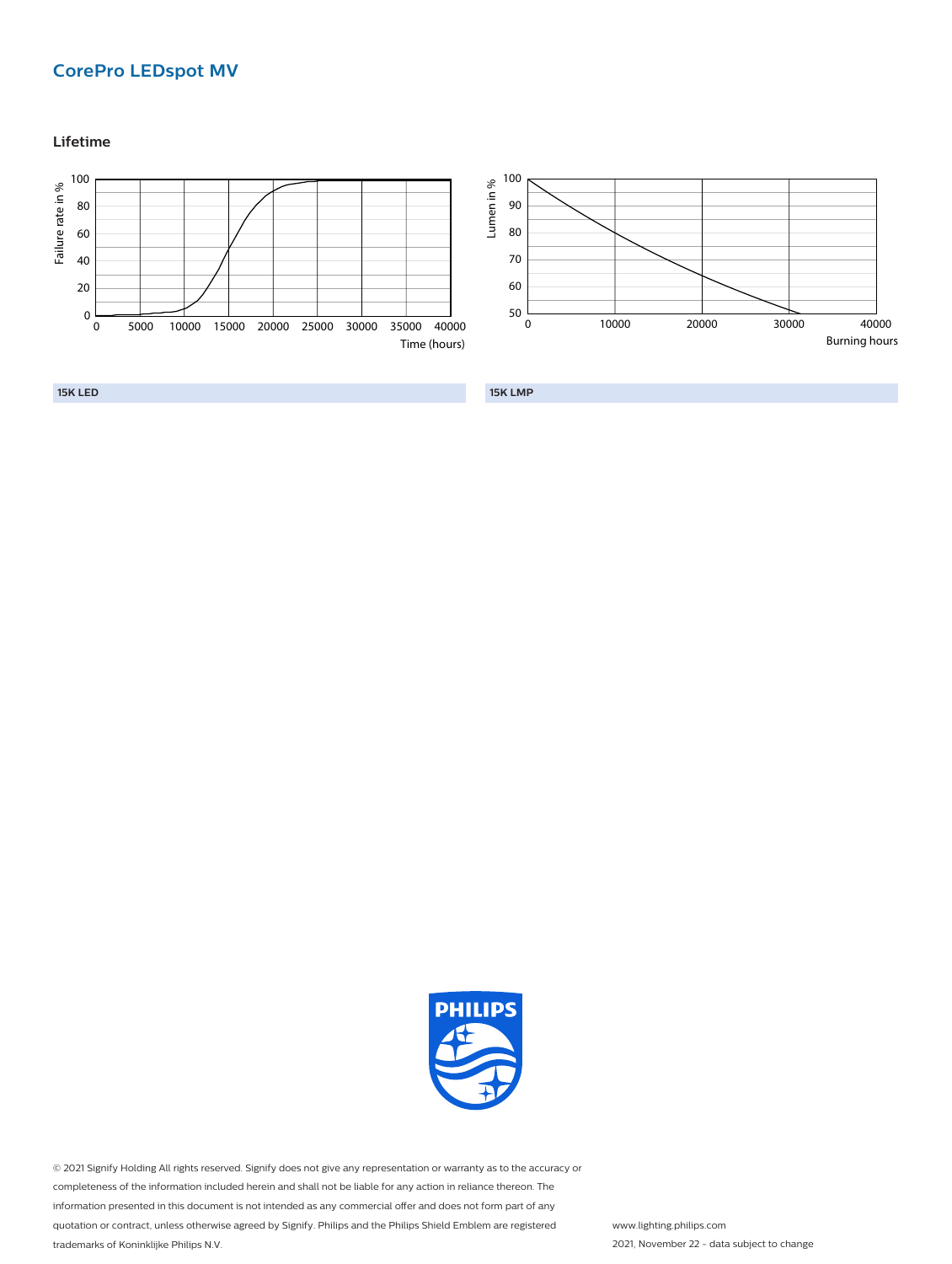## CorePro LEDspot MV

### Lifetime

Failure rate in %

100
80
60
40
20
0

0 5000 10000 15000 20000 25000 30000 35000 40000

Time (hours)

Lumen in %

100
90
80
70
60
50

0 10000 20000 30000 40000

Burning hours

**15K LED**

**15K LMP**

© 2021 Signify Holding All rights reserved. Signify does not give any representation or warranty as to the accuracy or completeness of the information included herein and shall not be liable for any action in reliance thereon. The information presented in this document is not intended as any commercial offer and does not form part of any quotation or contract, unless otherwise agreed by Signify. Philips and the Philips Shield Emblem are registered trademarks of Koninklijke Philips N.V.

www.lighting.philips.com

2021, November 22 - data subject to change